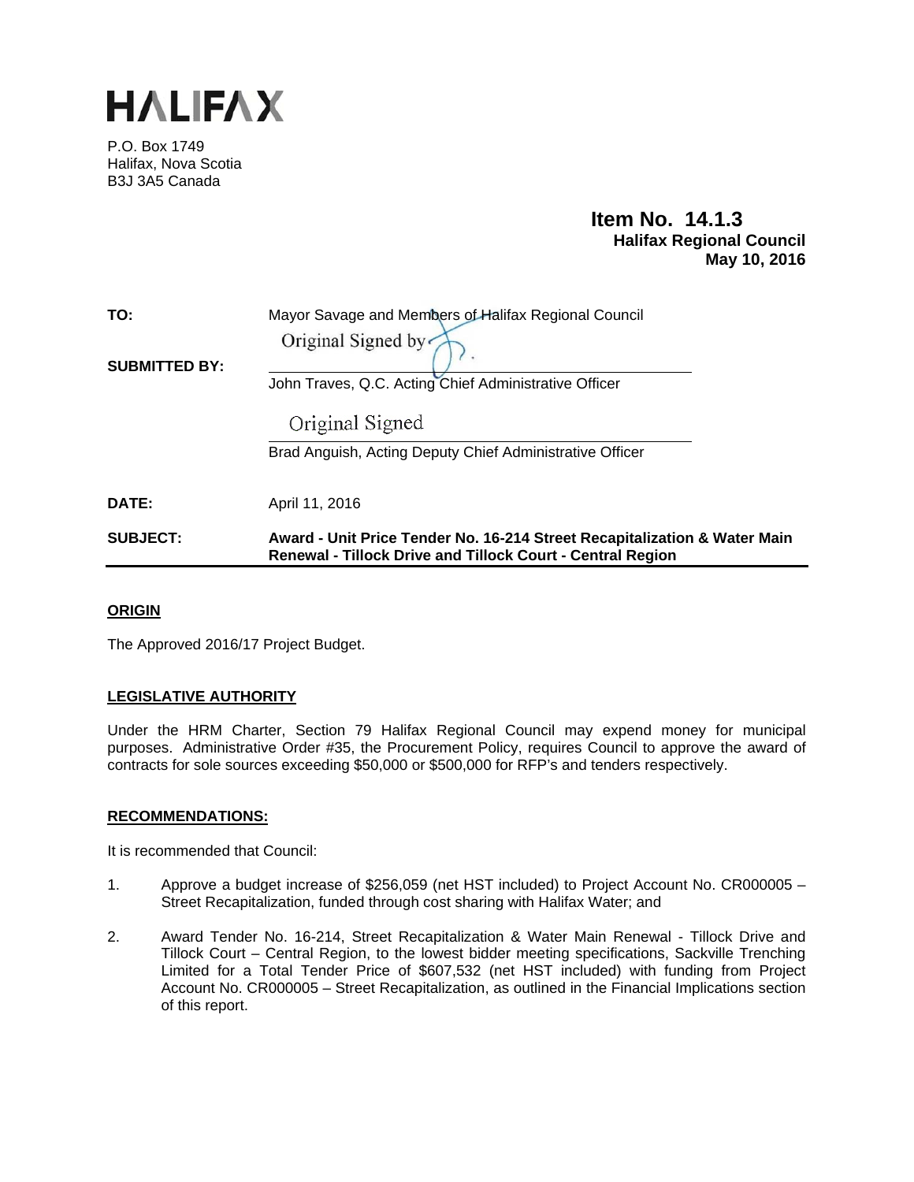# HALIFAX

P.O. Box 1749
Halifax, Nova Scotia
B3J 3A5 Canada

**Item No. 14.1.3**
**Halifax Regional Council**
**May 10, 2016**

**TO:** Mayor Savage and Members of Halifax Regional Council

**SUBMITTED BY:** Original Signed by

John Traves, Q.C. Acting Chief Administrative Officer

Original Signed

Brad Anguish, Acting Deputy Chief Administrative Officer

**DATE:** April 11, 2016

**SUBJECT:** **Award - Unit Price Tender No. 16-214 Street Recapitalization & Water Main Renewal - Tillock Drive and Tillock Court - Central Region**

## ORIGIN

The Approved 2016/17 Project Budget.

## LEGISLATIVE AUTHORITY

Under the HRM Charter, Section 79 Halifax Regional Council may expend money for municipal purposes. Administrative Order #35, the Procurement Policy, requires Council to approve the award of contracts for sole sources exceeding $50,000 or $500,000 for RFP's and tenders respectively.

## RECOMMENDATIONS:

It is recommended that Council:

1. Approve a budget increase of $256,059 (net HST included) to Project Account No. CR000005 – Street Recapitalization, funded through cost sharing with Halifax Water; and

2. Award Tender No. 16-214, Street Recapitalization & Water Main Renewal - Tillock Drive and Tillock Court – Central Region, to the lowest bidder meeting specifications, Sackville Trenching Limited for a Total Tender Price of $607,532 (net HST included) with funding from Project Account No. CR000005 – Street Recapitalization, as outlined in the Financial Implications section of this report.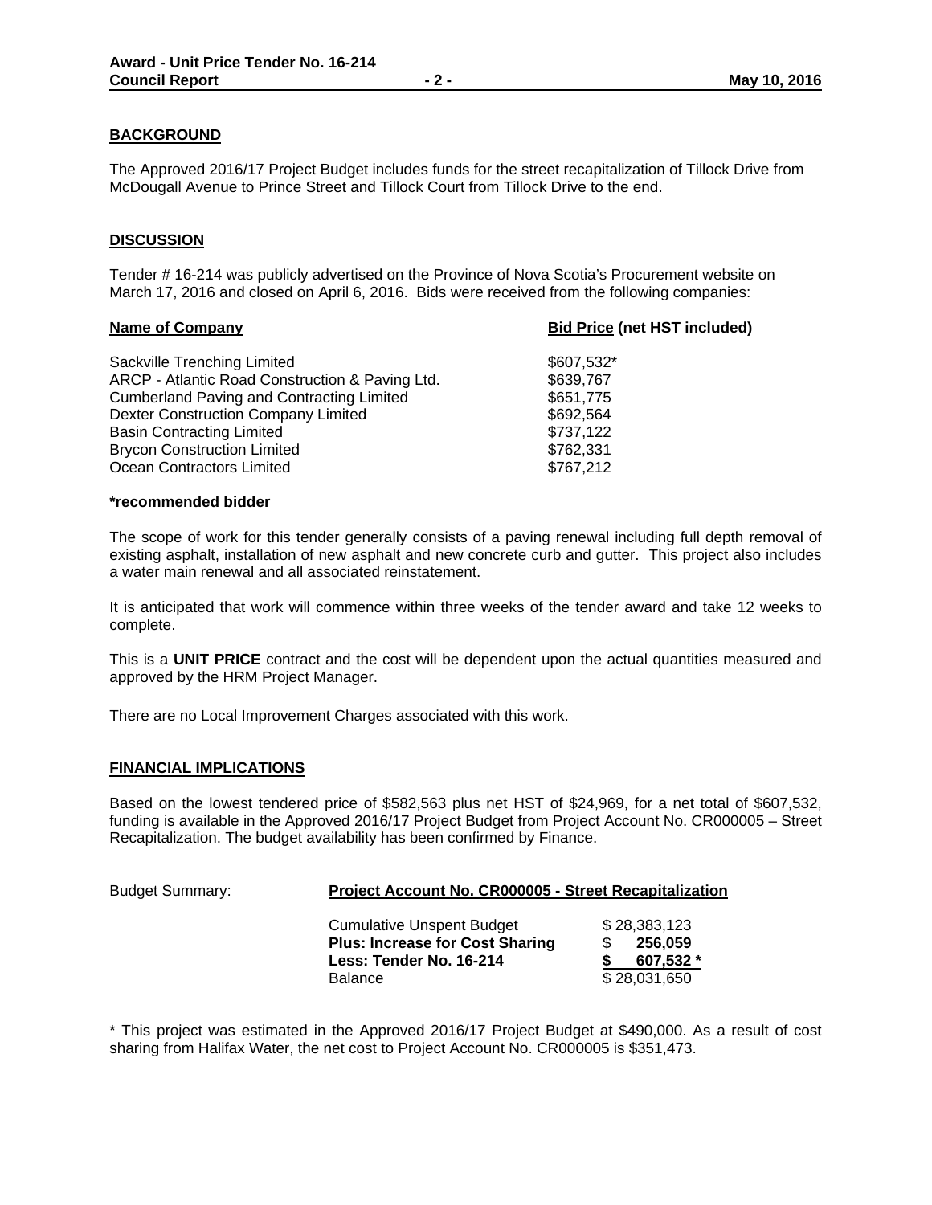## BACKGROUND

The Approved 2016/17 Project Budget includes funds for the street recapitalization of Tillock Drive from McDougall Avenue to Prince Street and Tillock Court from Tillock Drive to the end.

## DISCUSSION

Tender # 16-214 was publicly advertised on the Province of Nova Scotia's Procurement website on March 17, 2016 and closed on April 6, 2016. Bids were received from the following companies:

| Name of Company | Bid Price (net HST included) |
|---|---|
| Sackville Trenching Limited | $607,532* |
| ARCP - Atlantic Road Construction & Paving Ltd. | $639,767 |
| Cumberland Paving and Contracting Limited | $651,775 |
| Dexter Construction Company Limited | $692,564 |
| Basin Contracting Limited | $737,122 |
| Brycon Construction Limited | $762,331 |
| Ocean Contractors Limited | $767,212 |

**\*recommended bidder**

The scope of work for this tender generally consists of a paving renewal including full depth removal of existing asphalt, installation of new asphalt and new concrete curb and gutter. This project also includes a water main renewal and all associated reinstatement.

It is anticipated that work will commence within three weeks of the tender award and take 12 weeks to complete.

This is a **UNIT PRICE** contract and the cost will be dependent upon the actual quantities measured and approved by the HRM Project Manager.

There are no Local Improvement Charges associated with this work.

## FINANCIAL IMPLICATIONS

Based on the lowest tendered price of $582,563 plus net HST of $24,969, for a net total of $607,532, funding is available in the Approved 2016/17 Project Budget from Project Account No. CR000005 – Street Recapitalization. The budget availability has been confirmed by Finance.

Budget Summary: **Project Account No. CR000005 - Street Recapitalization**

| | |
|---|---|
| Cumulative Unspent Budget | $ 28,383,123 |
| **Plus: Increase for Cost Sharing** | **$ 256,059** |
| **Less: Tender No. 16-214** | **$ 607,532 *** |
| Balance | $ 28,031,650 |

\* This project was estimated in the Approved 2016/17 Project Budget at $490,000. As a result of cost sharing from Halifax Water, the net cost to Project Account No. CR000005 is $351,473.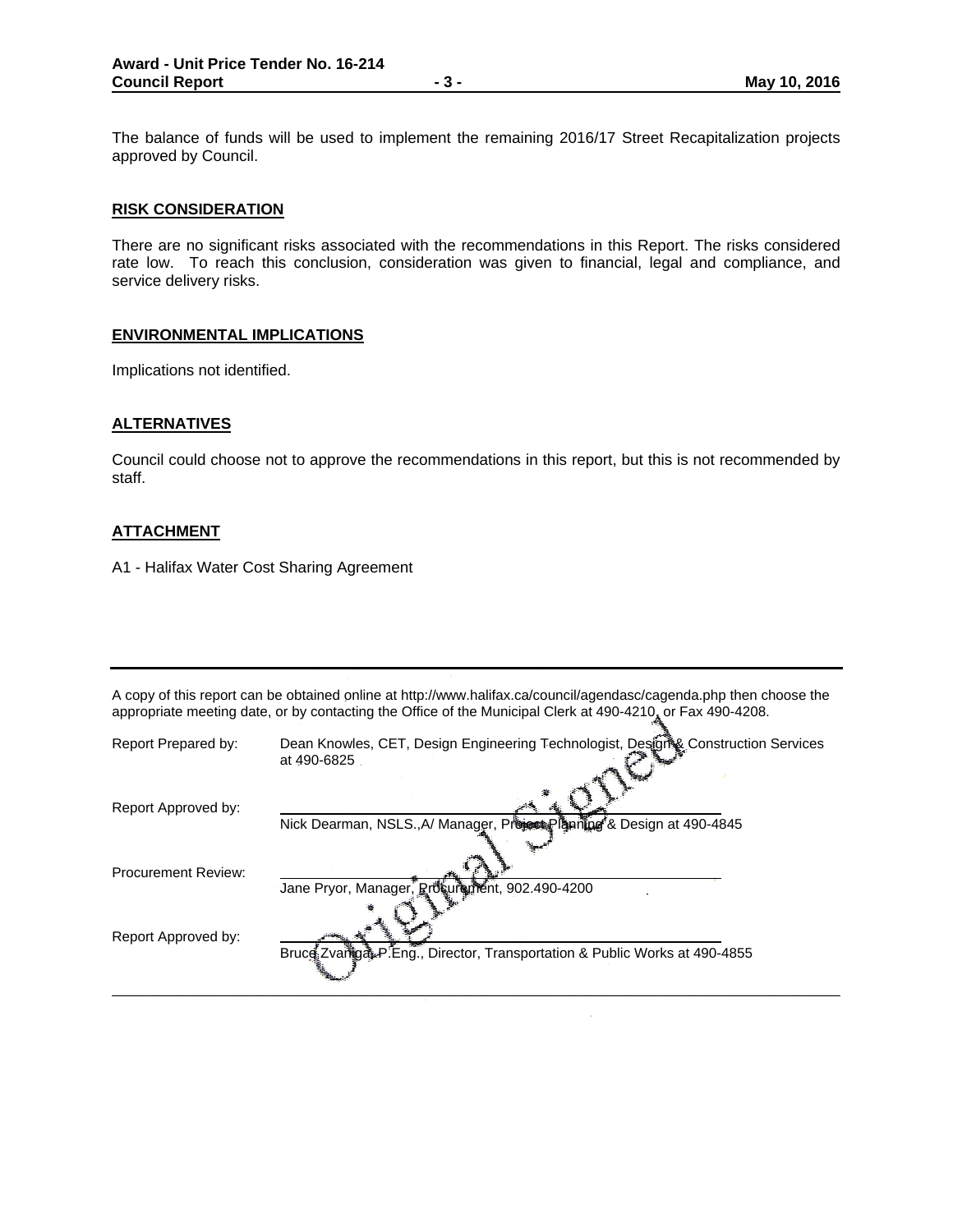The balance of funds will be used to implement the remaining 2016/17 Street Recapitalization projects approved by Council.

## RISK CONSIDERATION

There are no significant risks associated with the recommendations in this Report. The risks considered rate low. To reach this conclusion, consideration was given to financial, legal and compliance, and service delivery risks.

## ENVIRONMENTAL IMPLICATIONS

Implications not identified.

## ALTERNATIVES

Council could choose not to approve the recommendations in this report, but this is not recommended by staff.

## ATTACHMENT

A1 - Halifax Water Cost Sharing Agreement

---

A copy of this report can be obtained online at http://www.halifax.ca/council/agendasc/cagenda.php then choose the appropriate meeting date, or by contacting the Office of the Municipal Clerk at 490-4210, or Fax 490-4208.

Original Signed

| | |
|---|---|
| Report Prepared by: | Dean Knowles, CET, Design Engineering Technologist, Design & Construction Services at 490-6825 |
| Report Approved by: | Nick Dearman, NSLS.,A/ Manager, Project Planning & Design at 490-4845 |
| Procurement Review: | Jane Pryor, Manager, Procurement, 902.490-4200 |
| Report Approved by: | Bruce Zvaniga, P.Eng., Director, Transportation & Public Works at 490-4855 |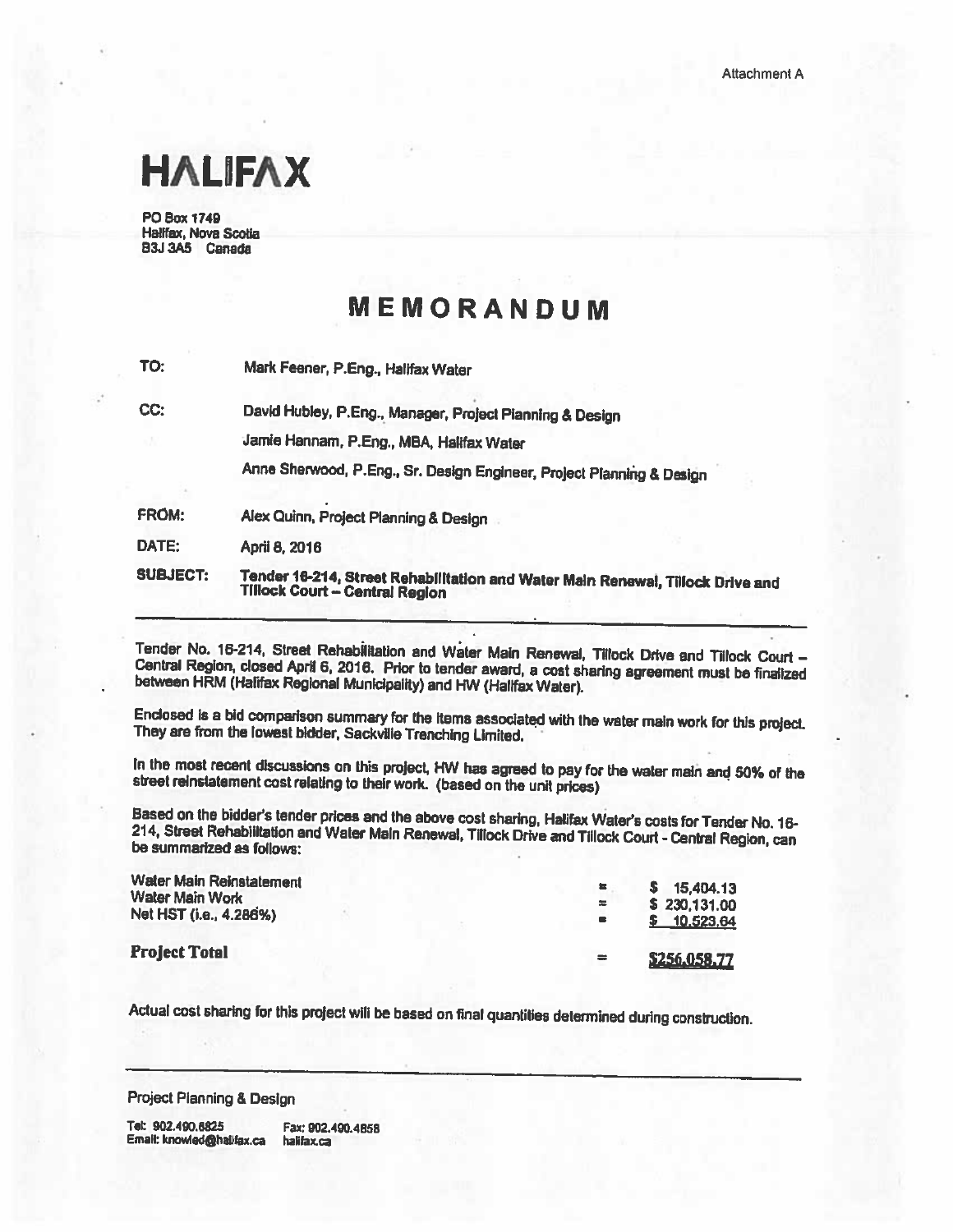Attachment A

# HALIFAX

PO Box 1749
Halifax, Nova Scotia
B3J 3A5 Canada

## MEMORANDUM

**TO:** Mark Feener, P.Eng., Halifax Water

**CC:** David Hubley, P.Eng., Manager, Project Planning & Design
Jamie Hannam, P.Eng., MBA, Halifax Water
Anne Sherwood, P.Eng., Sr. Design Engineer, Project Planning & Design

**FROM:** Alex Quinn, Project Planning & Design

**DATE:** April 8, 2016

**SUBJECT:** **Tender 16-214, Street Rehabilitation and Water Main Renewal, Tillock Drive and Tillock Court – Central Region**

---

Tender No. 16-214, Street Rehabilitation and Water Main Renewal, Tillock Drive and Tillock Court – Central Region, closed April 6, 2016. Prior to tender award, a cost sharing agreement must be finalized between HRM (Halifax Regional Municipality) and HW (Halifax Water).

Enclosed is a bid comparison summary for the items associated with the water main work for this project. They are from the lowest bidder, Sackville Trenching Limited.

In the most recent discussions on this project, HW has agreed to pay for the water main and 50% of the street reinstatement cost relating to their work. (based on the unit prices)

Based on the bidder's tender prices and the above cost sharing, Halifax Water's costs for Tender No. 16-214, Street Rehabilitation and Water Main Renewal, Tillock Drive and Tillock Court - Central Region, can be summarized as follows:

| | | |
|---|---|---|
| Water Main Reinstatement | = | $ 15,404.13 |
| Water Main Work | = | $ 230,131.00 |
| Net HST (i.e., 4.286%) | = | $ 10,523.64 |
| **Project Total** | = | **$256,058.77** |

Actual cost sharing for this project will be based on final quantities determined during construction.

---

Project Planning & Design

Tel: 902.490.6825 Fax: 902.490.4858
Email: knowled@halifax.ca halifax.ca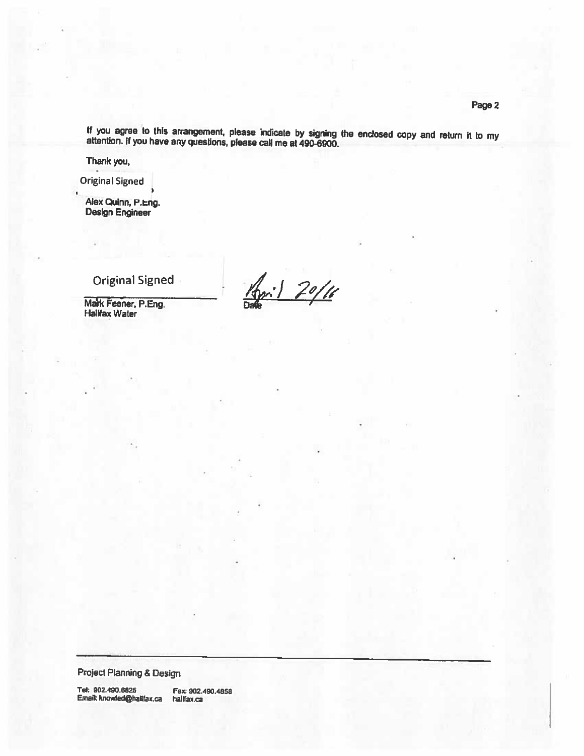If you agree to this arrangement, please indicate by signing the enclosed copy and return it to my attention. If you have any questions, please call me at 490-6900.

Thank you,

Original Signed

Alex Quinn, P.Eng.
Design Engineer

Original Signed

Mark Fesner, P.Eng.
Halifax Water

April 20/16
Date

Project Planning & Design

Tel: 902.490.6825 Fax: 902.490.4858
Email: knowled@halifax.ca halifax.ca